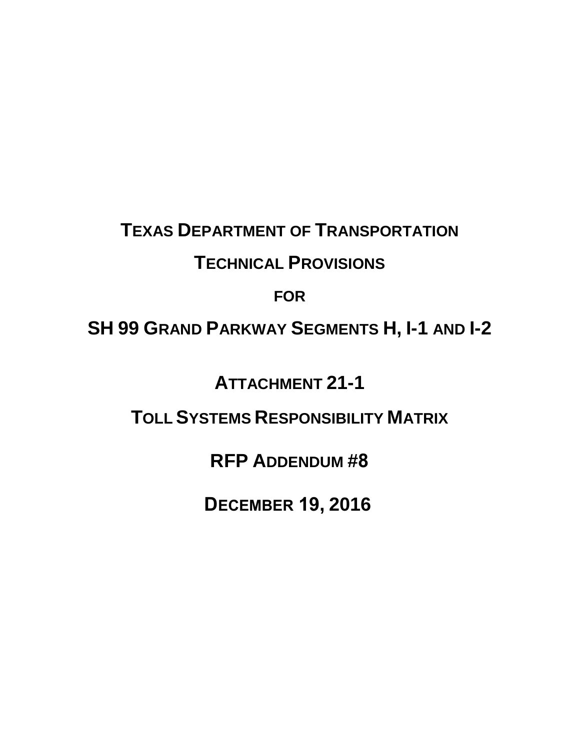# TEXAS DEPARTMENT OF TRANSPORTATION

# TECHNICAL PROVISIONS

# FOR

# SH 99 GRAND PARKWAY SEGMENTS H, I-1 AND I-2

# ATTACHMENT 21-1

# TOLL SYSTEMS RESPONSIBILITY MATRIX

# RFP ADDENDUM #8

# DECEMBER 19, 2016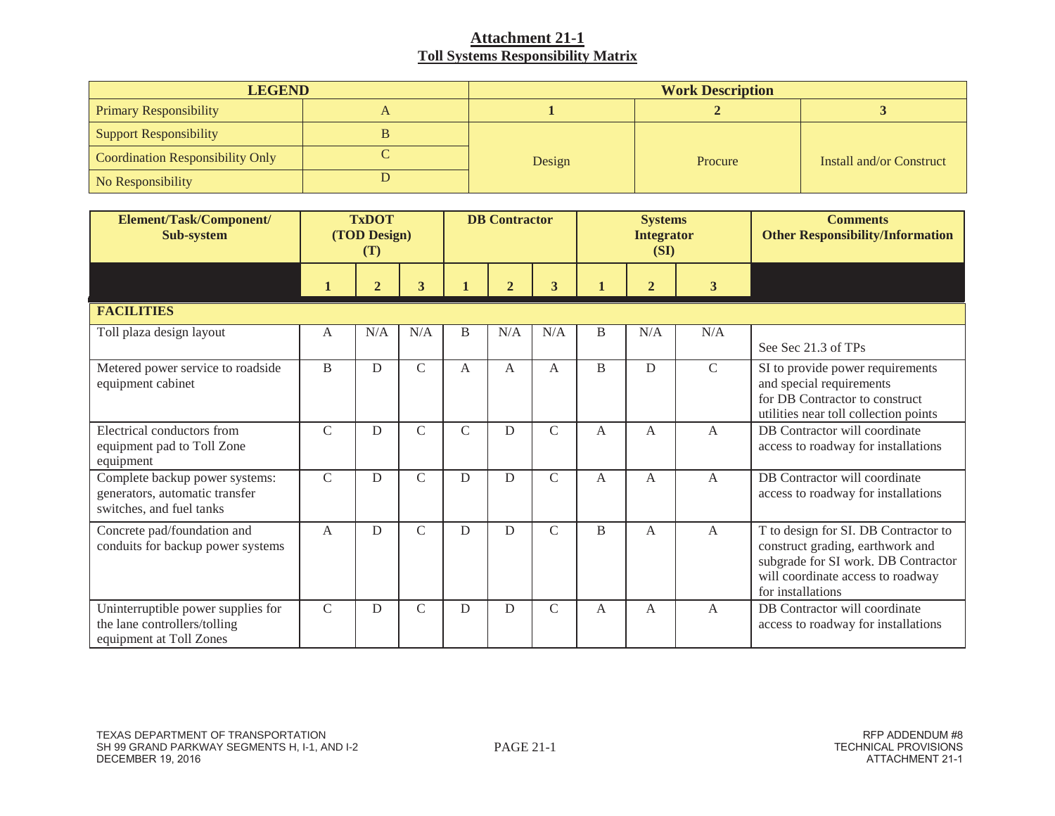# Attachment 21-1
## Toll Systems Responsibility Matrix

| LEGEND | | Work Description | | |
|---|---|---|---|---|
| Primary Responsibility | A | 1 | 2 | 3 |
| Support Responsibility | B | Design | Procure | Install and/or Construct |
| Coordination Responsibility Only | C | | | |
| No Responsibility | D | | | |

| Element/Task/Component/ Sub-system | TxDOT (TOD Design) (T) | | | DB Contractor | | | Systems Integrator (SI) | | | Comments Other Responsibility/Information |
|---|---|---|---|---|---|---|---|---|---|---|
| | 1 | 2 | 3 | 1 | 2 | 3 | 1 | 2 | 3 | |
| **FACILITIES** | | | | | | | | | | |
| Toll plaza design layout | A | N/A | N/A | B | N/A | N/A | B | N/A | N/A | See Sec 21.3 of TPs |
| Metered power service to roadside equipment cabinet | B | D | C | A | A | A | B | D | C | SI to provide power requirements and special requirements for DB Contractor to construct utilities near toll collection points |
| Electrical conductors from equipment pad to Toll Zone equipment | C | D | C | C | D | C | A | A | A | DB Contractor will coordinate access to roadway for installations |
| Complete backup power systems: generators, automatic transfer switches, and fuel tanks | C | D | C | D | D | C | A | A | A | DB Contractor will coordinate access to roadway for installations |
| Concrete pad/foundation and conduits for backup power systems | A | D | C | D | D | C | B | A | A | T to design for SI. DB Contractor to construct grading, earthwork and subgrade for SI work. DB Contractor will coordinate access to roadway for installations |
| Uninterruptible power supplies for the lane controllers/tolling equipment at Toll Zones | C | D | C | D | D | C | A | A | A | DB Contractor will coordinate access to roadway for installations |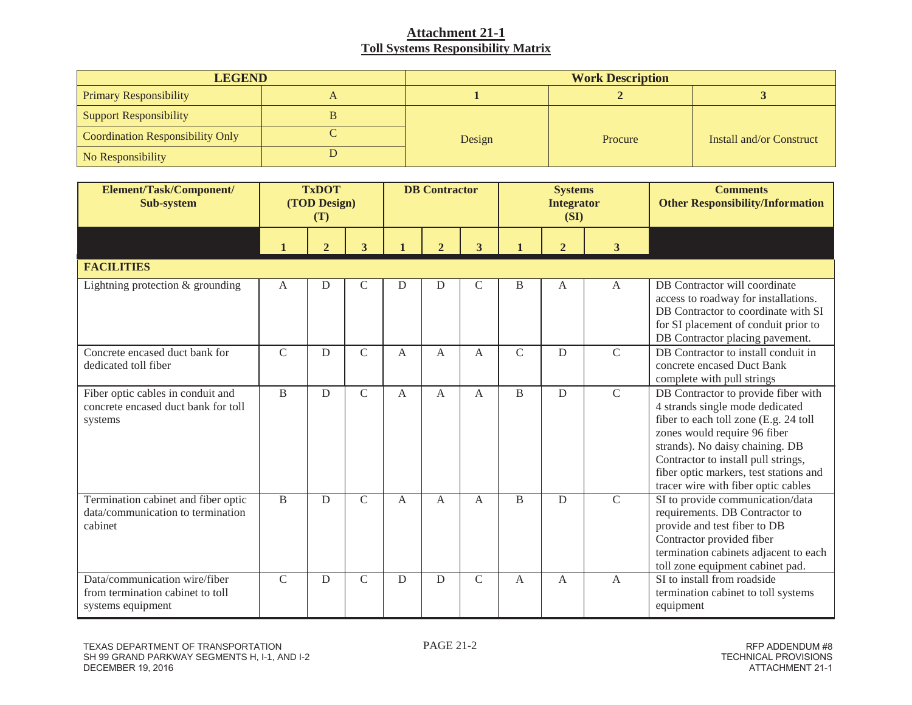## Attachment 21-1
## Toll Systems Responsibility Matrix

| LEGEND | | Work Description | | |
|---|---|---|---|---|
| Primary Responsibility | A | 1 | 2 | 3 |
| Support Responsibility | B | Design | Procure | Install and/or Construct |
| Coordination Responsibility Only | C | | | |
| No Responsibility | D | | | |

| Element/Task/Component/ Sub-system | TxDOT (TOD Design) (T) | | | DB Contractor | | | Systems Integrator (SI) | | | Comments Other Responsibility/Information |
|---|---|---|---|---|---|---|---|---|---|---|
| | 1 | 2 | 3 | 1 | 2 | 3 | 1 | 2 | 3 | |
| **FACILITIES** | | | | | | | | | | |
| Lightning protection & grounding | A | D | C | D | D | C | B | A | A | DB Contractor will coordinate access to roadway for installations. DB Contractor to coordinate with SI for SI placement of conduit prior to DB Contractor placing pavement. |
| Concrete encased duct bank for dedicated toll fiber | C | D | C | A | A | A | C | D | C | DB Contractor to install conduit in concrete encased Duct Bank complete with pull strings |
| Fiber optic cables in conduit and concrete encased duct bank for toll systems | B | D | C | A | A | A | B | D | C | DB Contractor to provide fiber with 4 strands single mode dedicated fiber to each toll zone (E.g. 24 toll zones would require 96 fiber strands). No daisy chaining. DB Contractor to install pull strings, fiber optic markers, test stations and tracer wire with fiber optic cables |
| Termination cabinet and fiber optic data/communication to termination cabinet | B | D | C | A | A | A | B | D | C | SI to provide communication/data requirements. DB Contractor to provide and test fiber to DB Contractor provided fiber termination cabinets adjacent to each toll zone equipment cabinet pad. |
| Data/communication wire/fiber from termination cabinet to toll systems equipment | C | D | C | D | D | C | A | A | A | SI to install from roadside termination cabinet to toll systems equipment |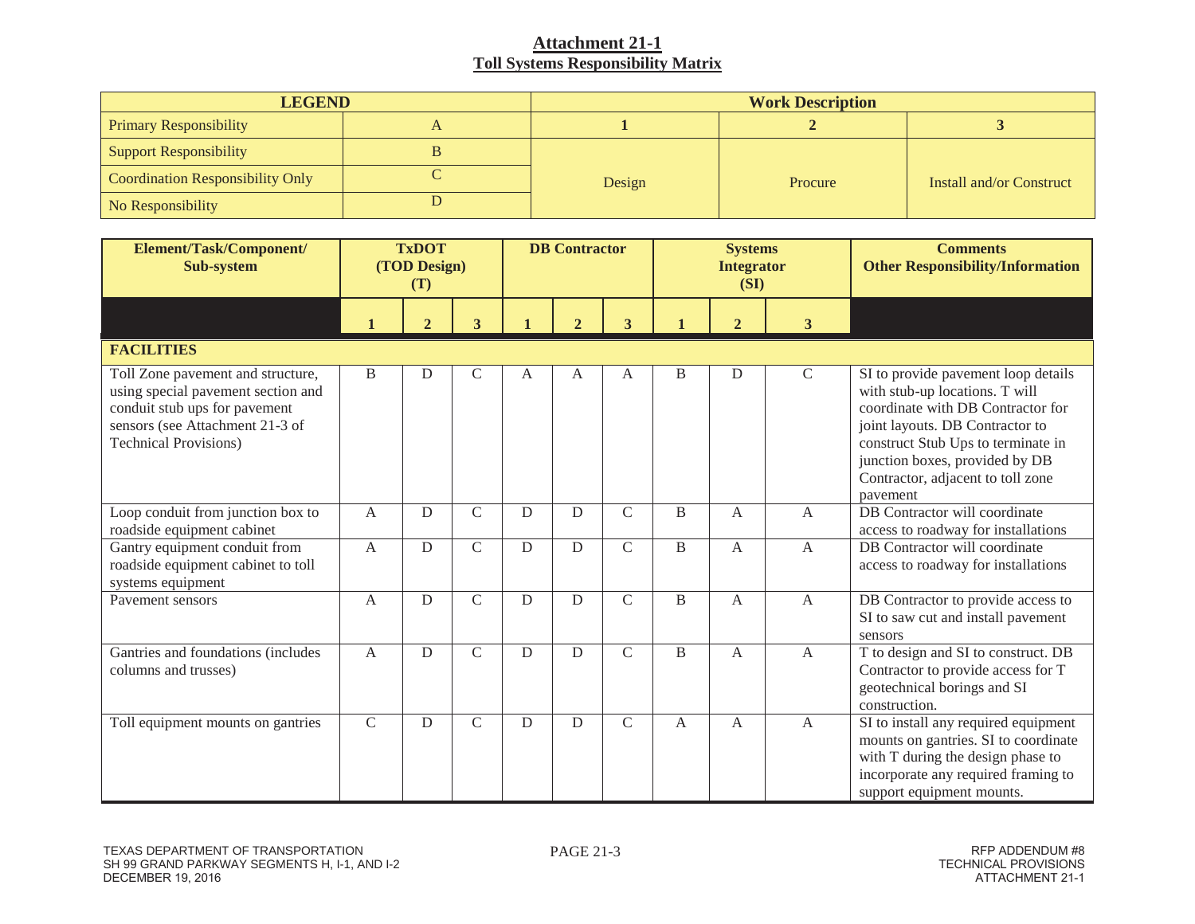## Attachment 21-1
## Toll Systems Responsibility Matrix

| LEGEND | | Work Description | | |
|---|---|---|---|---|
| Primary Responsibility | A | 1 | 2 | 3 |
| Support Responsibility | B | Design | Procure | Install and/or Construct |
| Coordination Responsibility Only | C | | | |
| No Responsibility | D | | | |

| Element/Task/Component/ Sub-system | TxDOT (TOD Design) (T) | | | DB Contractor | | | Systems Integrator (SI) | | | Comments Other Responsibility/Information |
|---|---|---|---|---|---|---|---|---|---|---|
| | 1 | 2 | 3 | 1 | 2 | 3 | 1 | 2 | 3 | |
| **FACILITIES** | | | | | | | | | | |
| Toll Zone pavement and structure, using special pavement section and conduit stub ups for pavement sensors (see Attachment 21-3 of Technical Provisions) | B | D | C | A | A | A | B | D | C | SI to provide pavement loop details with stub-up locations. T will coordinate with DB Contractor for joint layouts. DB Contractor to construct Stub Ups to terminate in junction boxes, provided by DB Contractor, adjacent to toll zone pavement |
| Loop conduit from junction box to roadside equipment cabinet | A | D | C | D | D | C | B | A | A | DB Contractor will coordinate access to roadway for installations |
| Gantry equipment conduit from roadside equipment cabinet to toll systems equipment | A | D | C | D | D | C | B | A | A | DB Contractor will coordinate access to roadway for installations |
| Pavement sensors | A | D | C | D | D | C | B | A | A | DB Contractor to provide access to SI to saw cut and install pavement sensors |
| Gantries and foundations (includes columns and trusses) | A | D | C | D | D | C | B | A | A | T to design and SI to construct. DB Contractor to provide access for T geotechnical borings and SI construction. |
| Toll equipment mounts on gantries | C | D | C | D | D | C | A | A | A | SI to install any required equipment mounts on gantries. SI to coordinate with T during the design phase to incorporate any required framing to support equipment mounts. |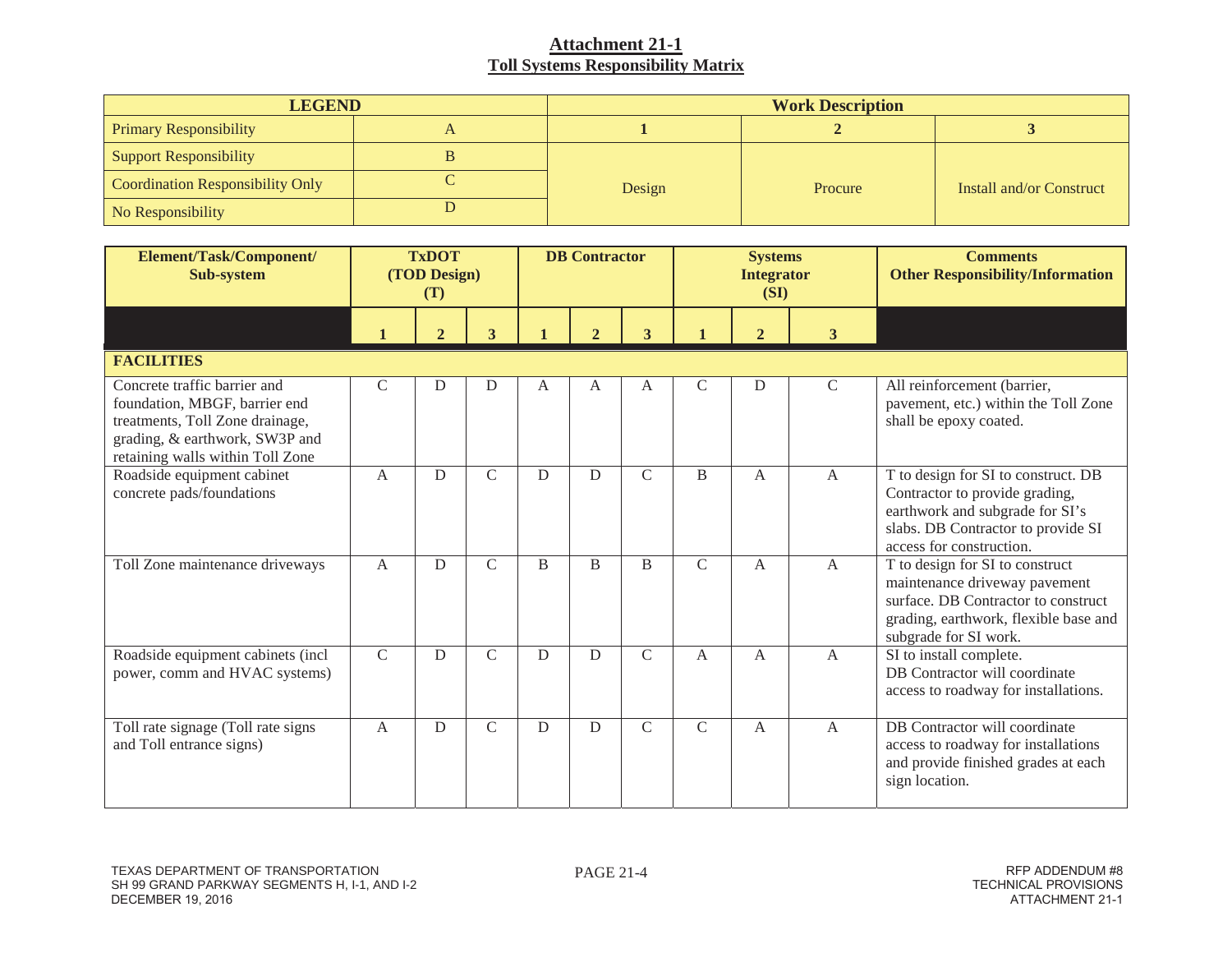## Attachment 21-1
## Toll Systems Responsibility Matrix

| LEGEND | | Work Description | | |
|---|---|---|---|---|
| Primary Responsibility | A | 1 | 2 | 3 |
| Support Responsibility | B | Design | Procure | Install and/or Construct |
| Coordination Responsibility Only | C | | | |
| No Responsibility | D | | | |

| Element/Task/Component/ Sub-system | TxDOT (TOD Design) (T) | | | DB Contractor | | | Systems Integrator (SI) | | | Comments Other Responsibility/Information |
|---|---|---|---|---|---|---|---|---|---|---|
| | 1 | 2 | 3 | 1 | 2 | 3 | 1 | 2 | 3 | |
| **FACILITIES** | | | | | | | | | | |
| Concrete traffic barrier and foundation, MBGF, barrier end treatments, Toll Zone drainage, grading, & earthwork, SW3P and retaining walls within Toll Zone | C | D | D | A | A | A | C | D | C | All reinforcement (barrier, pavement, etc.) within the Toll Zone shall be epoxy coated. |
| Roadside equipment cabinet concrete pads/foundations | A | D | C | D | D | C | B | A | A | T to design for SI to construct. DB Contractor to provide grading, earthwork and subgrade for SI's slabs. DB Contractor to provide SI access for construction. |
| Toll Zone maintenance driveways | A | D | C | B | B | B | C | A | A | T to design for SI to construct maintenance driveway pavement surface. DB Contractor to construct grading, earthwork, flexible base and subgrade for SI work. |
| Roadside equipment cabinets (incl power, comm and HVAC systems) | C | D | C | D | D | C | A | A | A | SI to install complete. DB Contractor will coordinate access to roadway for installations. |
| Toll rate signage (Toll rate signs and Toll entrance signs) | A | D | C | D | D | C | C | A | A | DB Contractor will coordinate access to roadway for installations and provide finished grades at each sign location. |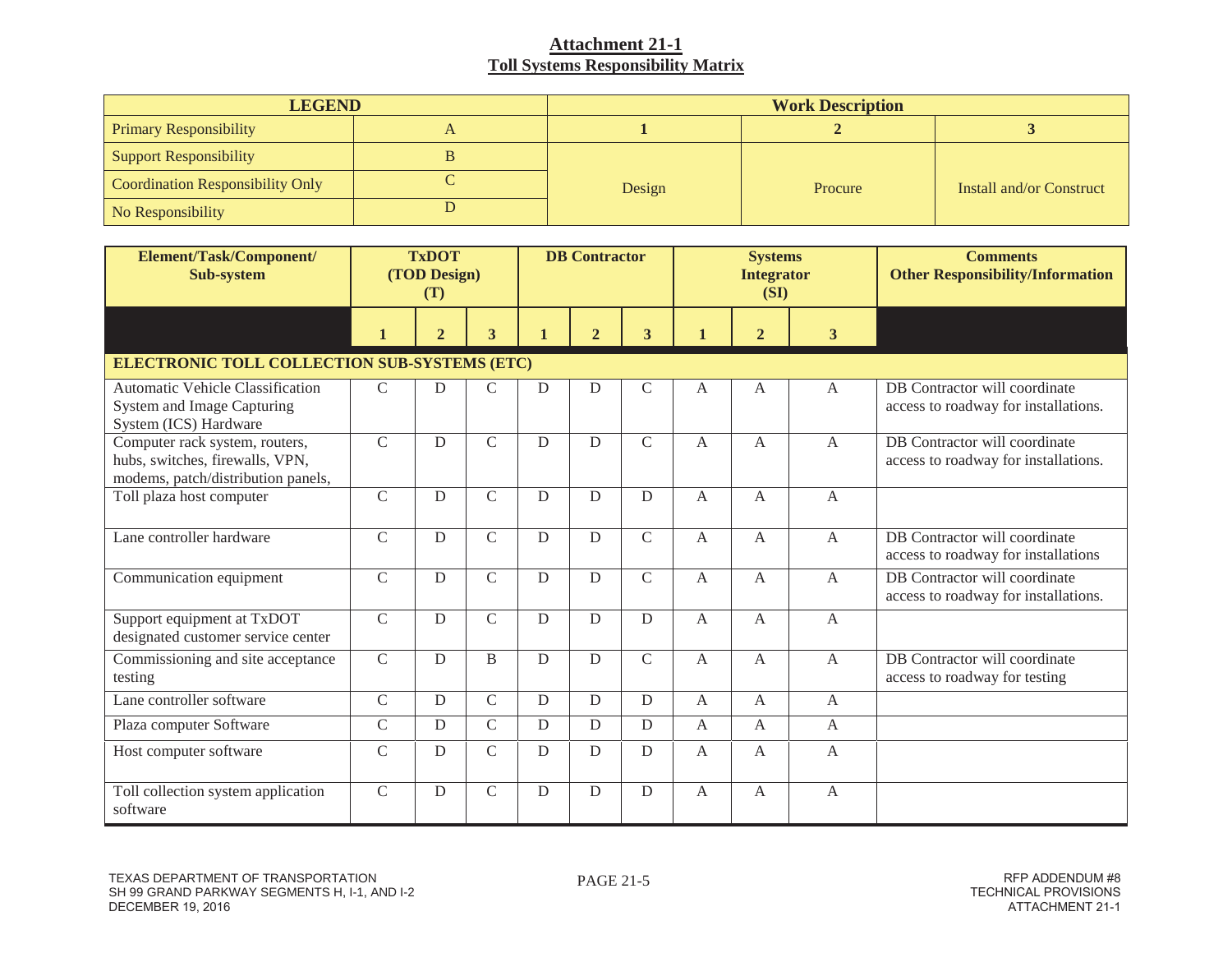## Attachment 21-1
## Toll Systems Responsibility Matrix

| LEGEND | | Work Description | | |
|---|---|---|---|---|
| Primary Responsibility | A | 1 | 2 | 3 |
| Support Responsibility | B | Design | Procure | Install and/or Construct |
| Coordination Responsibility Only | C | | | |
| No Responsibility | D | | | |

| Element/Task/Component/ Sub-system | TxDOT (TOD Design) (T) | | | DB Contractor | | | Systems Integrator (SI) | | | Comments Other Responsibility/Information |
|---|---|---|---|---|---|---|---|---|---|---|
| | 1 | 2 | 3 | 1 | 2 | 3 | 1 | 2 | 3 | |
| **ELECTRONIC TOLL COLLECTION SUB-SYSTEMS (ETC)** | | | | | | | | | | |
| Automatic Vehicle Classification System and Image Capturing System (ICS) Hardware | C | D | C | D | D | C | A | A | A | DB Contractor will coordinate access to roadway for installations. |
| Computer rack system, routers, hubs, switches, firewalls, VPN, modems, patch/distribution panels, | C | D | C | D | D | C | A | A | A | DB Contractor will coordinate access to roadway for installations. |
| Toll plaza host computer | C | D | C | D | D | D | A | A | A | |
| Lane controller hardware | C | D | C | D | D | C | A | A | A | DB Contractor will coordinate access to roadway for installations |
| Communication equipment | C | D | C | D | D | C | A | A | A | DB Contractor will coordinate access to roadway for installations. |
| Support equipment at TxDOT designated customer service center | C | D | C | D | D | D | A | A | A | |
| Commissioning and site acceptance testing | C | D | B | D | D | C | A | A | A | DB Contractor will coordinate access to roadway for testing |
| Lane controller software | C | D | C | D | D | D | A | A | A | |
| Plaza computer Software | C | D | C | D | D | D | A | A | A | |
| Host computer software | C | D | C | D | D | D | A | A | A | |
| Toll collection system application software | C | D | C | D | D | D | A | A | A | |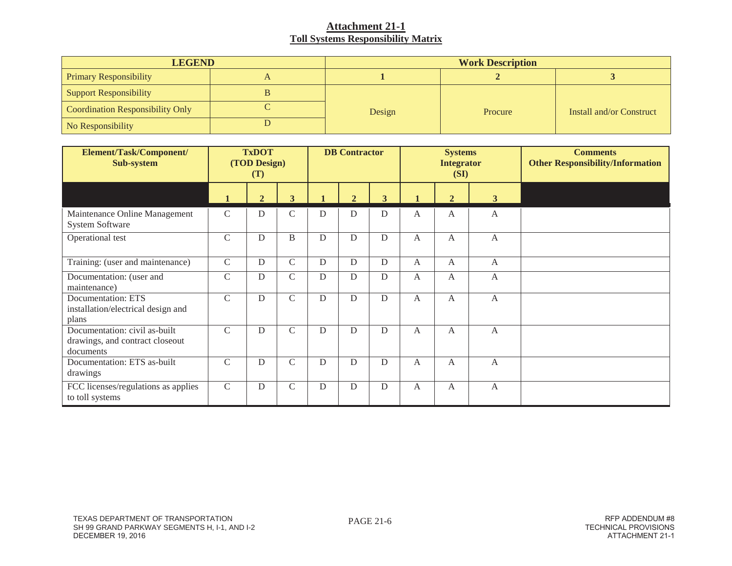## Attachment 21-1
## Toll Systems Responsibility Matrix

| LEGEND | | Work Description | | |
|---|---|---|---|---|
| Primary Responsibility | A | 1 | 2 | 3 |
| Support Responsibility | B | Design | Procure | Install and/or Construct |
| Coordination Responsibility Only | C | | | |
| No Responsibility | D | | | |

| Element/Task/Component/ Sub-system | TxDOT (TOD Design) (T) | | | DB Contractor | | | Systems Integrator (SI) | | | Comments Other Responsibility/Information |
|---|---|---|---|---|---|---|---|---|---|---|
| | 1 | 2 | 3 | 1 | 2 | 3 | 1 | 2 | 3 | |
| Maintenance Online Management System Software | C | D | C | D | D | D | A | A | A | |
| Operational test | C | D | B | D | D | D | A | A | A | |
| Training: (user and maintenance) | C | D | C | D | D | D | A | A | A | |
| Documentation: (user and maintenance) | C | D | C | D | D | D | A | A | A | |
| Documentation: ETS installation/electrical design and plans | C | D | C | D | D | D | A | A | A | |
| Documentation: civil as-built drawings, and contract closeout documents | C | D | C | D | D | D | A | A | A | |
| Documentation: ETS as-built drawings | C | D | C | D | D | D | A | A | A | |
| FCC licenses/regulations as applies to toll systems | C | D | C | D | D | D | A | A | A | |